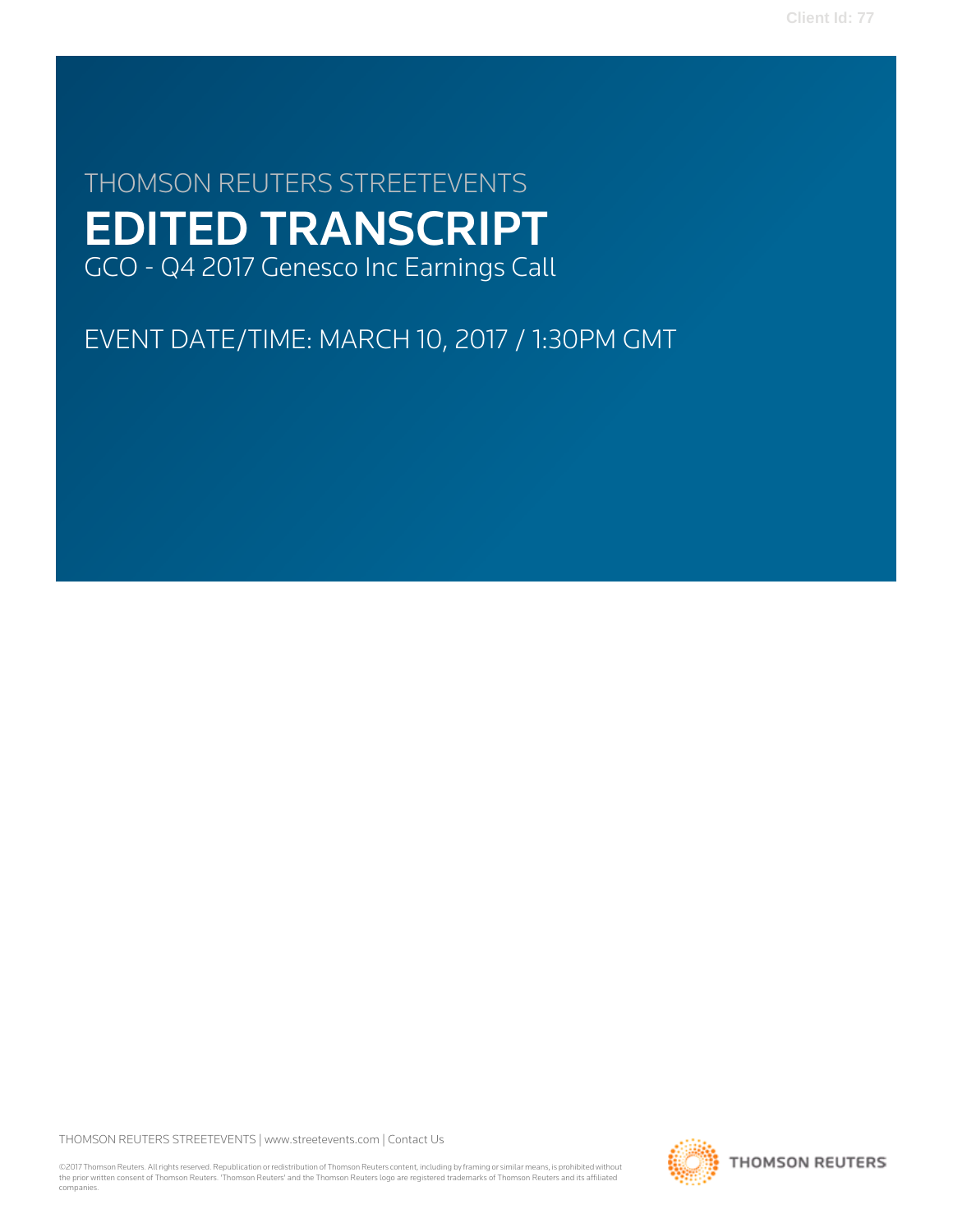THOMSON REUTERS STREETEVENTS

# EDITED TRANSCRIPT

GCO - Q4 2017 Genesco Inc Earnings Call

EVENT DATE/TIME: MARCH 10, 2017 / 1:30PM GMT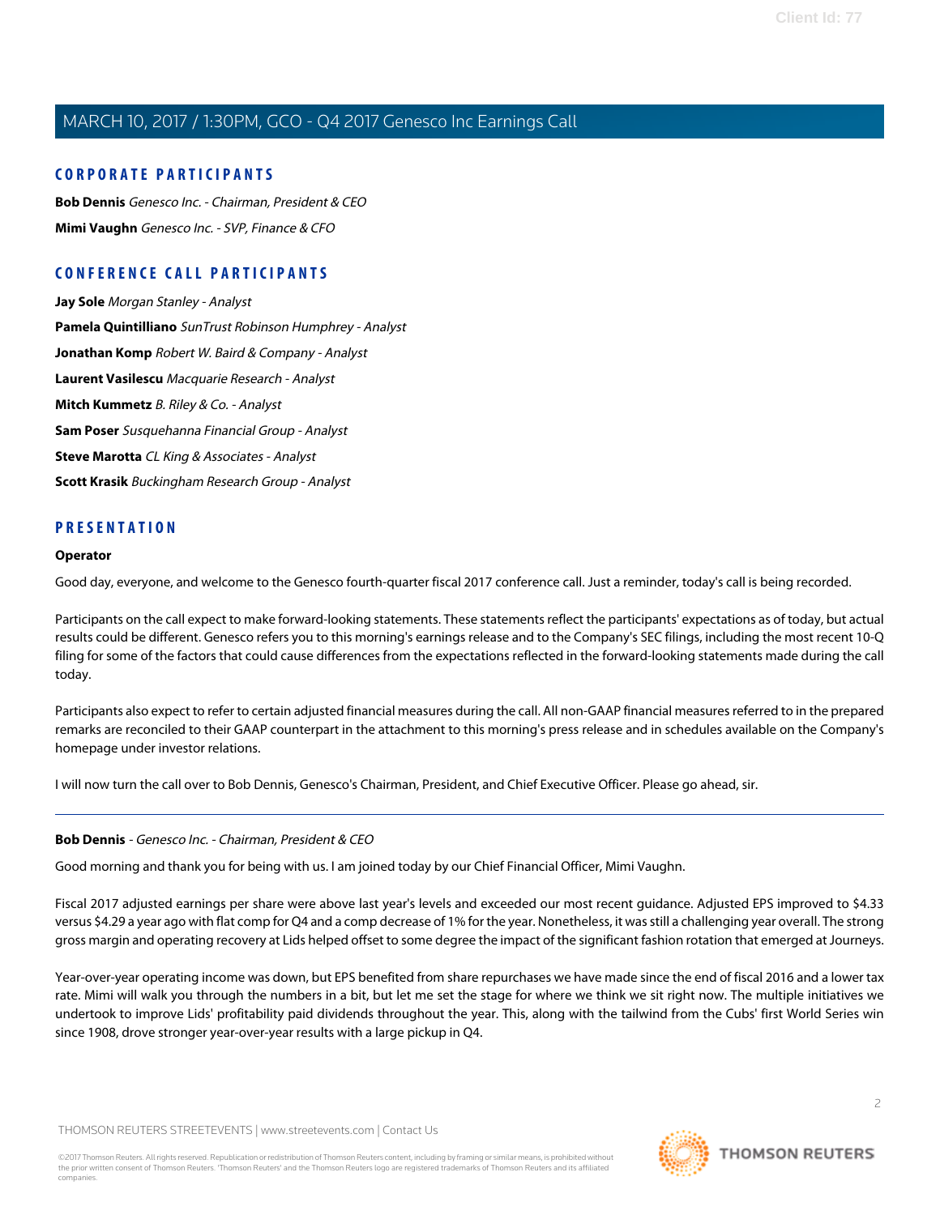## CORPORATE PARTICIPANTS

**Bob Dennis** *Genesco Inc. - Chairman, President & CEO*

**Mimi Vaughn** *Genesco Inc. - SVP, Finance & CFO*

## CONFERENCE CALL PARTICIPANTS

**Jay Sole** *Morgan Stanley - Analyst*

**Pamela Quintilliano** *SunTrust Robinson Humphrey - Analyst*

**Jonathan Komp** *Robert W. Baird & Company - Analyst*

**Laurent Vasilescu** *Macquarie Research - Analyst*

**Mitch Kummetz** *B. Riley & Co. - Analyst*

**Sam Poser** *Susquehanna Financial Group - Analyst*

**Steve Marotta** *CL King & Associates - Analyst*

**Scott Krasik** *Buckingham Research Group - Analyst*

## PRESENTATION

**Operator**

Good day, everyone, and welcome to the Genesco fourth-quarter fiscal 2017 conference call. Just a reminder, today's call is being recorded.

Participants on the call expect to make forward-looking statements. These statements reflect the participants' expectations as of today, but actual results could be different. Genesco refers you to this morning's earnings release and to the Company's SEC filings, including the most recent 10-Q filing for some of the factors that could cause differences from the expectations reflected in the forward-looking statements made during the call today.

Participants also expect to refer to certain adjusted financial measures during the call. All non-GAAP financial measures referred to in the prepared remarks are reconciled to their GAAP counterpart in the attachment to this morning's press release and in schedules available on the Company's homepage under investor relations.

I will now turn the call over to Bob Dennis, Genesco's Chairman, President, and Chief Executive Officer. Please go ahead, sir.

---

**Bob Dennis** - *Genesco Inc. - Chairman, President & CEO*

Good morning and thank you for being with us. I am joined today by our Chief Financial Officer, Mimi Vaughn.

Fiscal 2017 adjusted earnings per share were above last year's levels and exceeded our most recent guidance. Adjusted EPS improved to $4.33 versus $4.29 a year ago with flat comp for Q4 and a comp decrease of 1% for the year. Nonetheless, it was still a challenging year overall. The strong gross margin and operating recovery at Lids helped offset to some degree the impact of the significant fashion rotation that emerged at Journeys.

Year-over-year operating income was down, but EPS benefited from share repurchases we have made since the end of fiscal 2016 and a lower tax rate. Mimi will walk you through the numbers in a bit, but let me set the stage for where we think we sit right now. The multiple initiatives we undertook to improve Lids' profitability paid dividends throughout the year. This, along with the tailwind from the Cubs' first World Series win since 1908, drove stronger year-over-year results with a large pickup in Q4.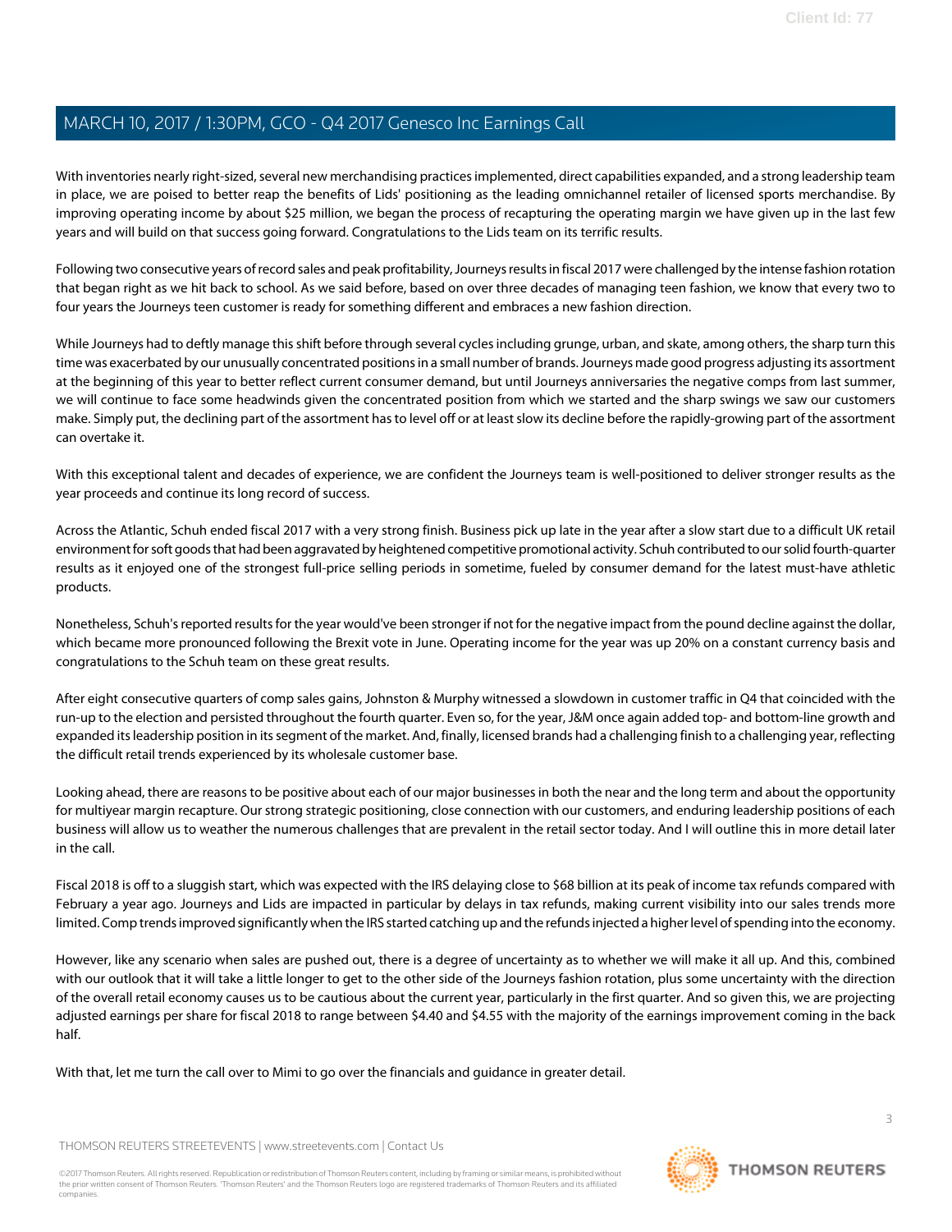With inventories nearly right-sized, several new merchandising practices implemented, direct capabilities expanded, and a strong leadership team in place, we are poised to better reap the benefits of Lids' positioning as the leading omnichannel retailer of licensed sports merchandise. By improving operating income by about $25 million, we began the process of recapturing the operating margin we have given up in the last few years and will build on that success going forward. Congratulations to the Lids team on its terrific results.

Following two consecutive years of record sales and peak profitability, Journeys results in fiscal 2017 were challenged by the intense fashion rotation that began right as we hit back to school. As we said before, based on over three decades of managing teen fashion, we know that every two to four years the Journeys teen customer is ready for something different and embraces a new fashion direction.

While Journeys had to deftly manage this shift before through several cycles including grunge, urban, and skate, among others, the sharp turn this time was exacerbated by our unusually concentrated positions in a small number of brands. Journeys made good progress adjusting its assortment at the beginning of this year to better reflect current consumer demand, but until Journeys anniversaries the negative comps from last summer, we will continue to face some headwinds given the concentrated position from which we started and the sharp swings we saw our customers make. Simply put, the declining part of the assortment has to level off or at least slow its decline before the rapidly-growing part of the assortment can overtake it.

With this exceptional talent and decades of experience, we are confident the Journeys team is well-positioned to deliver stronger results as the year proceeds and continue its long record of success.

Across the Atlantic, Schuh ended fiscal 2017 with a very strong finish. Business pick up late in the year after a slow start due to a difficult UK retail environment for soft goods that had been aggravated by heightened competitive promotional activity. Schuh contributed to our solid fourth-quarter results as it enjoyed one of the strongest full-price selling periods in sometime, fueled by consumer demand for the latest must-have athletic products.

Nonetheless, Schuh's reported results for the year would've been stronger if not for the negative impact from the pound decline against the dollar, which became more pronounced following the Brexit vote in June. Operating income for the year was up 20% on a constant currency basis and congratulations to the Schuh team on these great results.

After eight consecutive quarters of comp sales gains, Johnston & Murphy witnessed a slowdown in customer traffic in Q4 that coincided with the run-up to the election and persisted throughout the fourth quarter. Even so, for the year, J&M once again added top- and bottom-line growth and expanded its leadership position in its segment of the market. And, finally, licensed brands had a challenging finish to a challenging year, reflecting the difficult retail trends experienced by its wholesale customer base.

Looking ahead, there are reasons to be positive about each of our major businesses in both the near and the long term and about the opportunity for multiyear margin recapture. Our strong strategic positioning, close connection with our customers, and enduring leadership positions of each business will allow us to weather the numerous challenges that are prevalent in the retail sector today. And I will outline this in more detail later in the call.

Fiscal 2018 is off to a sluggish start, which was expected with the IRS delaying close to $68 billion at its peak of income tax refunds compared with February a year ago. Journeys and Lids are impacted in particular by delays in tax refunds, making current visibility into our sales trends more limited. Comp trends improved significantly when the IRS started catching up and the refunds injected a higher level of spending into the economy.

However, like any scenario when sales are pushed out, there is a degree of uncertainty as to whether we will make it all up. And this, combined with our outlook that it will take a little longer to get to the other side of the Journeys fashion rotation, plus some uncertainty with the direction of the overall retail economy causes us to be cautious about the current year, particularly in the first quarter. And so given this, we are projecting adjusted earnings per share for fiscal 2018 to range between $4.40 and $4.55 with the majority of the earnings improvement coming in the back half.

With that, let me turn the call over to Mimi to go over the financials and guidance in greater detail.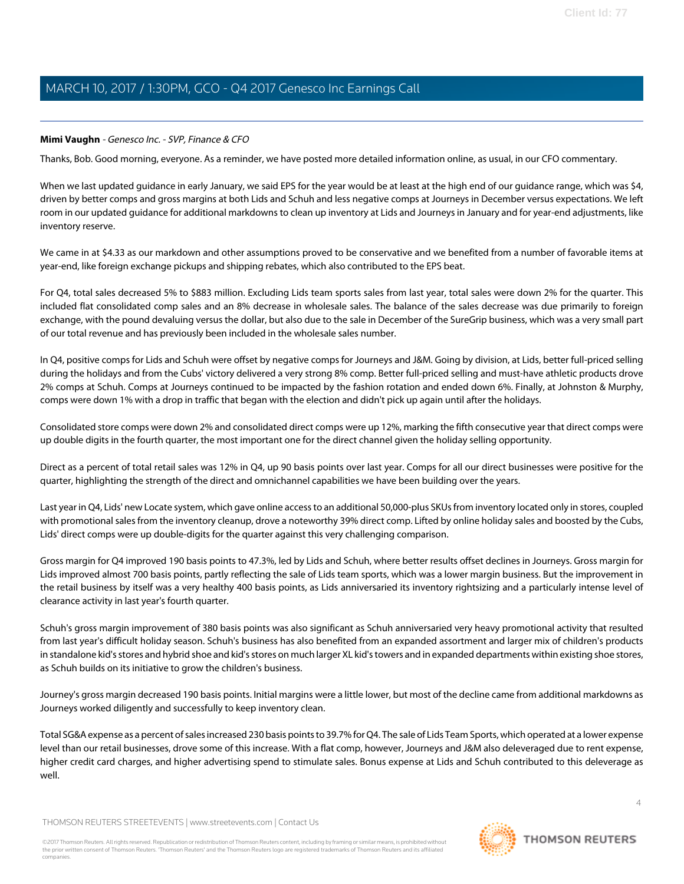**Mimi Vaughn** - *Genesco Inc. - SVP, Finance & CFO*

Thanks, Bob. Good morning, everyone. As a reminder, we have posted more detailed information online, as usual, in our CFO commentary.

When we last updated guidance in early January, we said EPS for the year would be at least at the high end of our guidance range, which was $4, driven by better comps and gross margins at both Lids and Schuh and less negative comps at Journeys in December versus expectations. We left room in our updated guidance for additional markdowns to clean up inventory at Lids and Journeys in January and for year-end adjustments, like inventory reserve.

We came in at $4.33 as our markdown and other assumptions proved to be conservative and we benefited from a number of favorable items at year-end, like foreign exchange pickups and shipping rebates, which also contributed to the EPS beat.

For Q4, total sales decreased 5% to $883 million. Excluding Lids team sports sales from last year, total sales were down 2% for the quarter. This included flat consolidated comp sales and an 8% decrease in wholesale sales. The balance of the sales decrease was due primarily to foreign exchange, with the pound devaluing versus the dollar, but also due to the sale in December of the SureGrip business, which was a very small part of our total revenue and has previously been included in the wholesale sales number.

In Q4, positive comps for Lids and Schuh were offset by negative comps for Journeys and J&M. Going by division, at Lids, better full-priced selling during the holidays and from the Cubs' victory delivered a very strong 8% comp. Better full-priced selling and must-have athletic products drove 2% comps at Schuh. Comps at Journeys continued to be impacted by the fashion rotation and ended down 6%. Finally, at Johnston & Murphy, comps were down 1% with a drop in traffic that began with the election and didn't pick up again until after the holidays.

Consolidated store comps were down 2% and consolidated direct comps were up 12%, marking the fifth consecutive year that direct comps were up double digits in the fourth quarter, the most important one for the direct channel given the holiday selling opportunity.

Direct as a percent of total retail sales was 12% in Q4, up 90 basis points over last year. Comps for all our direct businesses were positive for the quarter, highlighting the strength of the direct and omnichannel capabilities we have been building over the years.

Last year in Q4, Lids' new Locate system, which gave online access to an additional 50,000-plus SKUs from inventory located only in stores, coupled with promotional sales from the inventory cleanup, drove a noteworthy 39% direct comp. Lifted by online holiday sales and boosted by the Cubs, Lids' direct comps were up double-digits for the quarter against this very challenging comparison.

Gross margin for Q4 improved 190 basis points to 47.3%, led by Lids and Schuh, where better results offset declines in Journeys. Gross margin for Lids improved almost 700 basis points, partly reflecting the sale of Lids team sports, which was a lower margin business. But the improvement in the retail business by itself was a very healthy 400 basis points, as Lids anniversaried its inventory rightsizing and a particularly intense level of clearance activity in last year's fourth quarter.

Schuh's gross margin improvement of 380 basis points was also significant as Schuh anniversaried very heavy promotional activity that resulted from last year's difficult holiday season. Schuh's business has also benefited from an expanded assortment and larger mix of children's products in standalone kid's stores and hybrid shoe and kid's stores on much larger XL kid's towers and in expanded departments within existing shoe stores, as Schuh builds on its initiative to grow the children's business.

Journey's gross margin decreased 190 basis points. Initial margins were a little lower, but most of the decline came from additional markdowns as Journeys worked diligently and successfully to keep inventory clean.

Total SG&A expense as a percent of sales increased 230 basis points to 39.7% for Q4. The sale of Lids Team Sports, which operated at a lower expense level than our retail businesses, drove some of this increase. With a flat comp, however, Journeys and J&M also deleveraged due to rent expense, higher credit card charges, and higher advertising spend to stimulate sales. Bonus expense at Lids and Schuh contributed to this deleverage as well.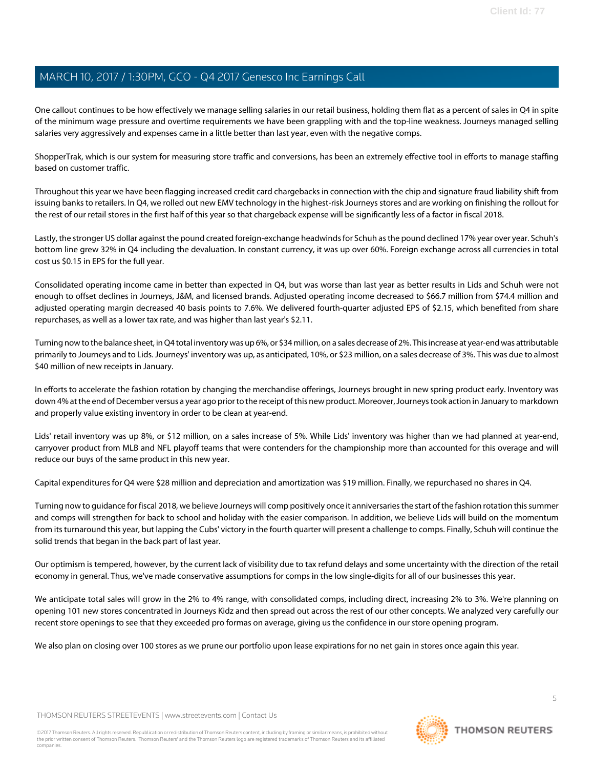One callout continues to be how effectively we manage selling salaries in our retail business, holding them flat as a percent of sales in Q4 in spite of the minimum wage pressure and overtime requirements we have been grappling with and the top-line weakness. Journeys managed selling salaries very aggressively and expenses came in a little better than last year, even with the negative comps.

ShopperTrak, which is our system for measuring store traffic and conversions, has been an extremely effective tool in efforts to manage staffing based on customer traffic.

Throughout this year we have been flagging increased credit card chargebacks in connection with the chip and signature fraud liability shift from issuing banks to retailers. In Q4, we rolled out new EMV technology in the highest-risk Journeys stores and are working on finishing the rollout for the rest of our retail stores in the first half of this year so that chargeback expense will be significantly less of a factor in fiscal 2018.

Lastly, the stronger US dollar against the pound created foreign-exchange headwinds for Schuh as the pound declined 17% year over year. Schuh's bottom line grew 32% in Q4 including the devaluation. In constant currency, it was up over 60%. Foreign exchange across all currencies in total cost us $0.15 in EPS for the full year.

Consolidated operating income came in better than expected in Q4, but was worse than last year as better results in Lids and Schuh were not enough to offset declines in Journeys, J&M, and licensed brands. Adjusted operating income decreased to $66.7 million from $74.4 million and adjusted operating margin decreased 40 basis points to 7.6%. We delivered fourth-quarter adjusted EPS of $2.15, which benefited from share repurchases, as well as a lower tax rate, and was higher than last year's $2.11.

Turning now to the balance sheet, in Q4 total inventory was up 6%, or $34 million, on a sales decrease of 2%. This increase at year-end was attributable primarily to Journeys and to Lids. Journeys' inventory was up, as anticipated, 10%, or $23 million, on a sales decrease of 3%. This was due to almost $40 million of new receipts in January.

In efforts to accelerate the fashion rotation by changing the merchandise offerings, Journeys brought in new spring product early. Inventory was down 4% at the end of December versus a year ago prior to the receipt of this new product. Moreover, Journeys took action in January to markdown and properly value existing inventory in order to be clean at year-end.

Lids' retail inventory was up 8%, or $12 million, on a sales increase of 5%. While Lids' inventory was higher than we had planned at year-end, carryover product from MLB and NFL playoff teams that were contenders for the championship more than accounted for this overage and will reduce our buys of the same product in this new year.

Capital expenditures for Q4 were $28 million and depreciation and amortization was $19 million. Finally, we repurchased no shares in Q4.

Turning now to guidance for fiscal 2018, we believe Journeys will comp positively once it anniversaries the start of the fashion rotation this summer and comps will strengthen for back to school and holiday with the easier comparison. In addition, we believe Lids will build on the momentum from its turnaround this year, but lapping the Cubs' victory in the fourth quarter will present a challenge to comps. Finally, Schuh will continue the solid trends that began in the back part of last year.

Our optimism is tempered, however, by the current lack of visibility due to tax refund delays and some uncertainty with the direction of the retail economy in general. Thus, we've made conservative assumptions for comps in the low single-digits for all of our businesses this year.

We anticipate total sales will grow in the 2% to 4% range, with consolidated comps, including direct, increasing 2% to 3%. We're planning on opening 101 new stores concentrated in Journeys Kidz and then spread out across the rest of our other concepts. We analyzed very carefully our recent store openings to see that they exceeded pro formas on average, giving us the confidence in our store opening program.

We also plan on closing over 100 stores as we prune our portfolio upon lease expirations for no net gain in stores once again this year.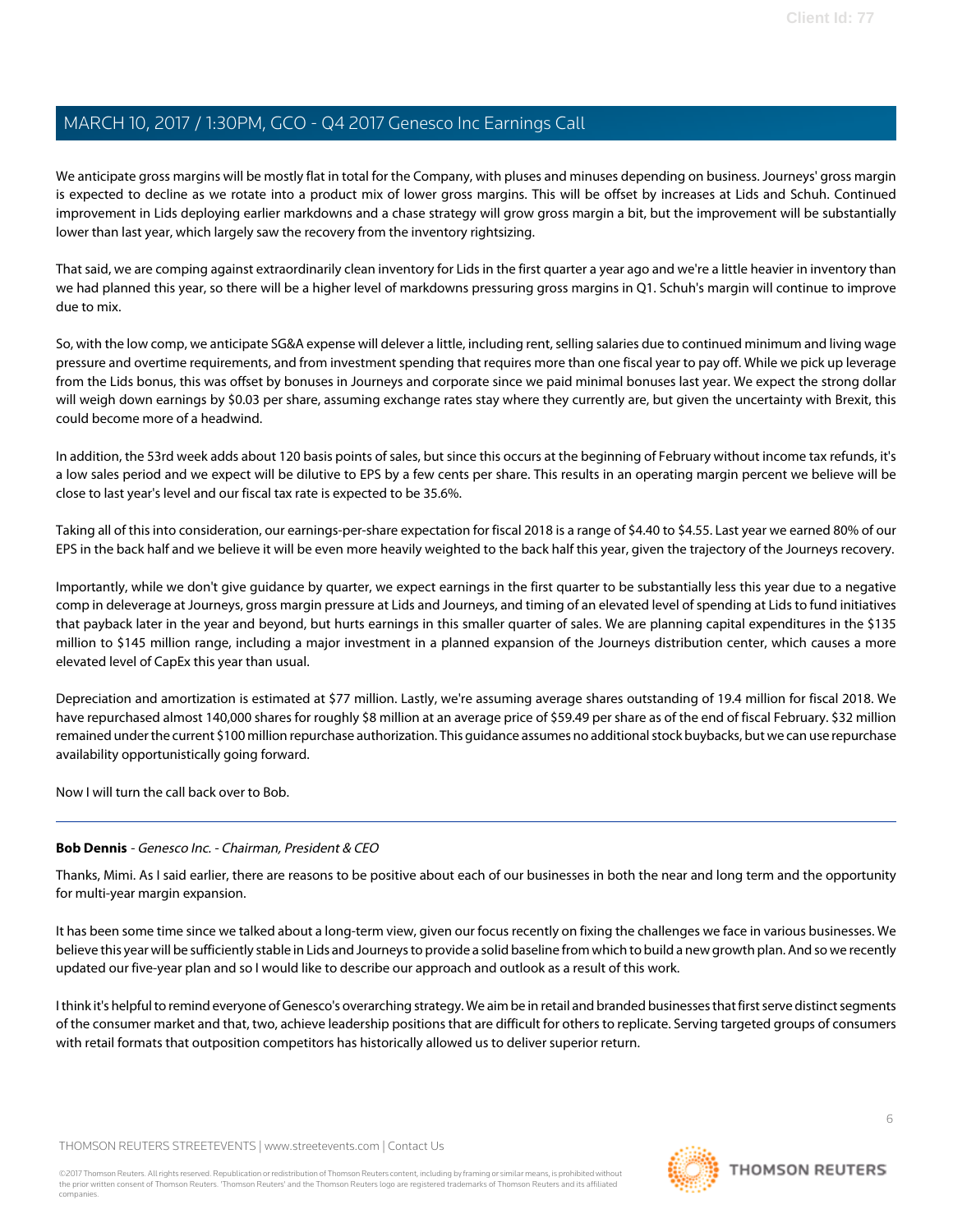We anticipate gross margins will be mostly flat in total for the Company, with pluses and minuses depending on business. Journeys' gross margin is expected to decline as we rotate into a product mix of lower gross margins. This will be offset by increases at Lids and Schuh. Continued improvement in Lids deploying earlier markdowns and a chase strategy will grow gross margin a bit, but the improvement will be substantially lower than last year, which largely saw the recovery from the inventory rightsizing.

That said, we are comping against extraordinarily clean inventory for Lids in the first quarter a year ago and we're a little heavier in inventory than we had planned this year, so there will be a higher level of markdowns pressuring gross margins in Q1. Schuh's margin will continue to improve due to mix.

So, with the low comp, we anticipate SG&A expense will delever a little, including rent, selling salaries due to continued minimum and living wage pressure and overtime requirements, and from investment spending that requires more than one fiscal year to pay off. While we pick up leverage from the Lids bonus, this was offset by bonuses in Journeys and corporate since we paid minimal bonuses last year. We expect the strong dollar will weigh down earnings by $0.03 per share, assuming exchange rates stay where they currently are, but given the uncertainty with Brexit, this could become more of a headwind.

In addition, the 53rd week adds about 120 basis points of sales, but since this occurs at the beginning of February without income tax refunds, it's a low sales period and we expect will be dilutive to EPS by a few cents per share. This results in an operating margin percent we believe will be close to last year's level and our fiscal tax rate is expected to be 35.6%.

Taking all of this into consideration, our earnings-per-share expectation for fiscal 2018 is a range of $4.40 to $4.55. Last year we earned 80% of our EPS in the back half and we believe it will be even more heavily weighted to the back half this year, given the trajectory of the Journeys recovery.

Importantly, while we don't give guidance by quarter, we expect earnings in the first quarter to be substantially less this year due to a negative comp in deleverage at Journeys, gross margin pressure at Lids and Journeys, and timing of an elevated level of spending at Lids to fund initiatives that payback later in the year and beyond, but hurts earnings in this smaller quarter of sales. We are planning capital expenditures in the $135 million to $145 million range, including a major investment in a planned expansion of the Journeys distribution center, which causes a more elevated level of CapEx this year than usual.

Depreciation and amortization is estimated at $77 million. Lastly, we're assuming average shares outstanding of 19.4 million for fiscal 2018. We have repurchased almost 140,000 shares for roughly $8 million at an average price of $59.49 per share as of the end of fiscal February. $32 million remained under the current $100 million repurchase authorization. This guidance assumes no additional stock buybacks, but we can use repurchase availability opportunistically going forward.

Now I will turn the call back over to Bob.

---

**Bob Dennis** - *Genesco Inc. - Chairman, President & CEO*

Thanks, Mimi. As I said earlier, there are reasons to be positive about each of our businesses in both the near and long term and the opportunity for multi-year margin expansion.

It has been some time since we talked about a long-term view, given our focus recently on fixing the challenges we face in various businesses. We believe this year will be sufficiently stable in Lids and Journeys to provide a solid baseline from which to build a new growth plan. And so we recently updated our five-year plan and so I would like to describe our approach and outlook as a result of this work.

I think it's helpful to remind everyone of Genesco's overarching strategy. We aim be in retail and branded businesses that first serve distinct segments of the consumer market and that, two, achieve leadership positions that are difficult for others to replicate. Serving targeted groups of consumers with retail formats that outposition competitors has historically allowed us to deliver superior return.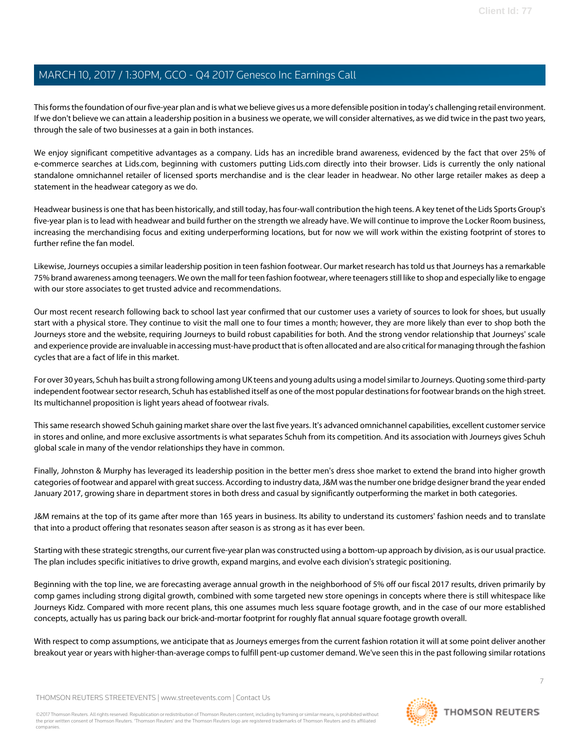This forms the foundation of our five-year plan and is what we believe gives us a more defensible position in today's challenging retail environment. If we don't believe we can attain a leadership position in a business we operate, we will consider alternatives, as we did twice in the past two years, through the sale of two businesses at a gain in both instances.

We enjoy significant competitive advantages as a company. Lids has an incredible brand awareness, evidenced by the fact that over 25% of e-commerce searches at Lids.com, beginning with customers putting Lids.com directly into their browser. Lids is currently the only national standalone omnichannel retailer of licensed sports merchandise and is the clear leader in headwear. No other large retailer makes as deep a statement in the headwear category as we do.

Headwear business is one that has been historically, and still today, has four-wall contribution the high teens. A key tenet of the Lids Sports Group's five-year plan is to lead with headwear and build further on the strength we already have. We will continue to improve the Locker Room business, increasing the merchandising focus and exiting underperforming locations, but for now we will work within the existing footprint of stores to further refine the fan model.

Likewise, Journeys occupies a similar leadership position in teen fashion footwear. Our market research has told us that Journeys has a remarkable 75% brand awareness among teenagers. We own the mall for teen fashion footwear, where teenagers still like to shop and especially like to engage with our store associates to get trusted advice and recommendations.

Our most recent research following back to school last year confirmed that our customer uses a variety of sources to look for shoes, but usually start with a physical store. They continue to visit the mall one to four times a month; however, they are more likely than ever to shop both the Journeys store and the website, requiring Journeys to build robust capabilities for both. And the strong vendor relationship that Journeys' scale and experience provide are invaluable in accessing must-have product that is often allocated and are also critical for managing through the fashion cycles that are a fact of life in this market.

For over 30 years, Schuh has built a strong following among UK teens and young adults using a model similar to Journeys. Quoting some third-party independent footwear sector research, Schuh has established itself as one of the most popular destinations for footwear brands on the high street. Its multichannel proposition is light years ahead of footwear rivals.

This same research showed Schuh gaining market share over the last five years. It's advanced omnichannel capabilities, excellent customer service in stores and online, and more exclusive assortments is what separates Schuh from its competition. And its association with Journeys gives Schuh global scale in many of the vendor relationships they have in common.

Finally, Johnston & Murphy has leveraged its leadership position in the better men's dress shoe market to extend the brand into higher growth categories of footwear and apparel with great success. According to industry data, J&M was the number one bridge designer brand the year ended January 2017, growing share in department stores in both dress and casual by significantly outperforming the market in both categories.

J&M remains at the top of its game after more than 165 years in business. Its ability to understand its customers' fashion needs and to translate that into a product offering that resonates season after season is as strong as it has ever been.

Starting with these strategic strengths, our current five-year plan was constructed using a bottom-up approach by division, as is our usual practice. The plan includes specific initiatives to drive growth, expand margins, and evolve each division's strategic positioning.

Beginning with the top line, we are forecasting average annual growth in the neighborhood of 5% off our fiscal 2017 results, driven primarily by comp games including strong digital growth, combined with some targeted new store openings in concepts where there is still whitespace like Journeys Kidz. Compared with more recent plans, this one assumes much less square footage growth, and in the case of our more established concepts, actually has us paring back our brick-and-mortar footprint for roughly flat annual square footage growth overall.

With respect to comp assumptions, we anticipate that as Journeys emerges from the current fashion rotation it will at some point deliver another breakout year or years with higher-than-average comps to fulfill pent-up customer demand. We've seen this in the past following similar rotations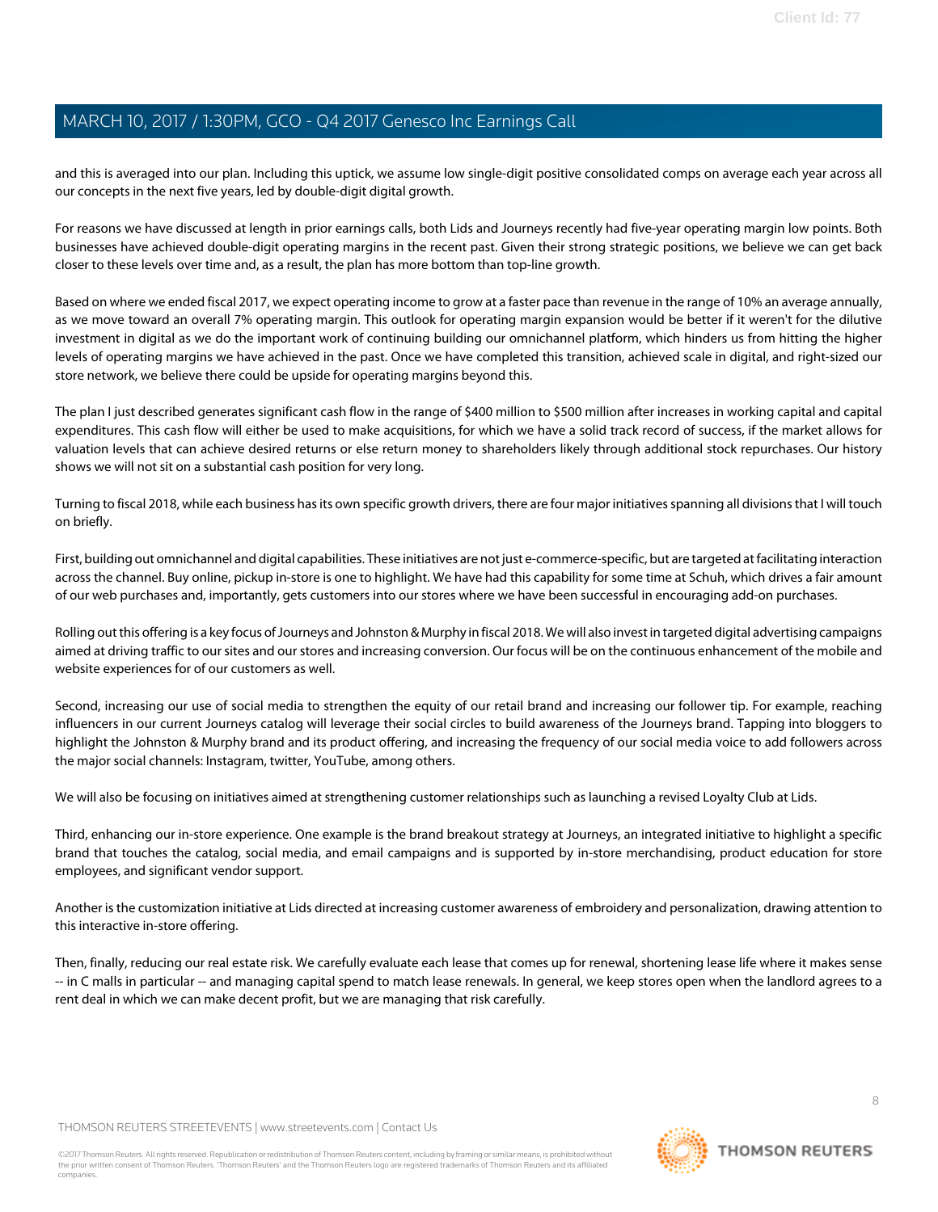and this is averaged into our plan. Including this uptick, we assume low single-digit positive consolidated comps on average each year across all our concepts in the next five years, led by double-digit digital growth.

For reasons we have discussed at length in prior earnings calls, both Lids and Journeys recently had five-year operating margin low points. Both businesses have achieved double-digit operating margins in the recent past. Given their strong strategic positions, we believe we can get back closer to these levels over time and, as a result, the plan has more bottom than top-line growth.

Based on where we ended fiscal 2017, we expect operating income to grow at a faster pace than revenue in the range of 10% an average annually, as we move toward an overall 7% operating margin. This outlook for operating margin expansion would be better if it weren't for the dilutive investment in digital as we do the important work of continuing building our omnichannel platform, which hinders us from hitting the higher levels of operating margins we have achieved in the past. Once we have completed this transition, achieved scale in digital, and right-sized our store network, we believe there could be upside for operating margins beyond this.

The plan I just described generates significant cash flow in the range of $400 million to $500 million after increases in working capital and capital expenditures. This cash flow will either be used to make acquisitions, for which we have a solid track record of success, if the market allows for valuation levels that can achieve desired returns or else return money to shareholders likely through additional stock repurchases. Our history shows we will not sit on a substantial cash position for very long.

Turning to fiscal 2018, while each business has its own specific growth drivers, there are four major initiatives spanning all divisions that I will touch on briefly.

First, building out omnichannel and digital capabilities. These initiatives are not just e-commerce-specific, but are targeted at facilitating interaction across the channel. Buy online, pickup in-store is one to highlight. We have had this capability for some time at Schuh, which drives a fair amount of our web purchases and, importantly, gets customers into our stores where we have been successful in encouraging add-on purchases.

Rolling out this offering is a key focus of Journeys and Johnston & Murphy in fiscal 2018. We will also invest in targeted digital advertising campaigns aimed at driving traffic to our sites and our stores and increasing conversion. Our focus will be on the continuous enhancement of the mobile and website experiences for of our customers as well.

Second, increasing our use of social media to strengthen the equity of our retail brand and increasing our follower tip. For example, reaching influencers in our current Journeys catalog will leverage their social circles to build awareness of the Journeys brand. Tapping into bloggers to highlight the Johnston & Murphy brand and its product offering, and increasing the frequency of our social media voice to add followers across the major social channels: Instagram, twitter, YouTube, among others.

We will also be focusing on initiatives aimed at strengthening customer relationships such as launching a revised Loyalty Club at Lids.

Third, enhancing our in-store experience. One example is the brand breakout strategy at Journeys, an integrated initiative to highlight a specific brand that touches the catalog, social media, and email campaigns and is supported by in-store merchandising, product education for store employees, and significant vendor support.

Another is the customization initiative at Lids directed at increasing customer awareness of embroidery and personalization, drawing attention to this interactive in-store offering.

Then, finally, reducing our real estate risk. We carefully evaluate each lease that comes up for renewal, shortening lease life where it makes sense -- in C malls in particular -- and managing capital spend to match lease renewals. In general, we keep stores open when the landlord agrees to a rent deal in which we can make decent profit, but we are managing that risk carefully.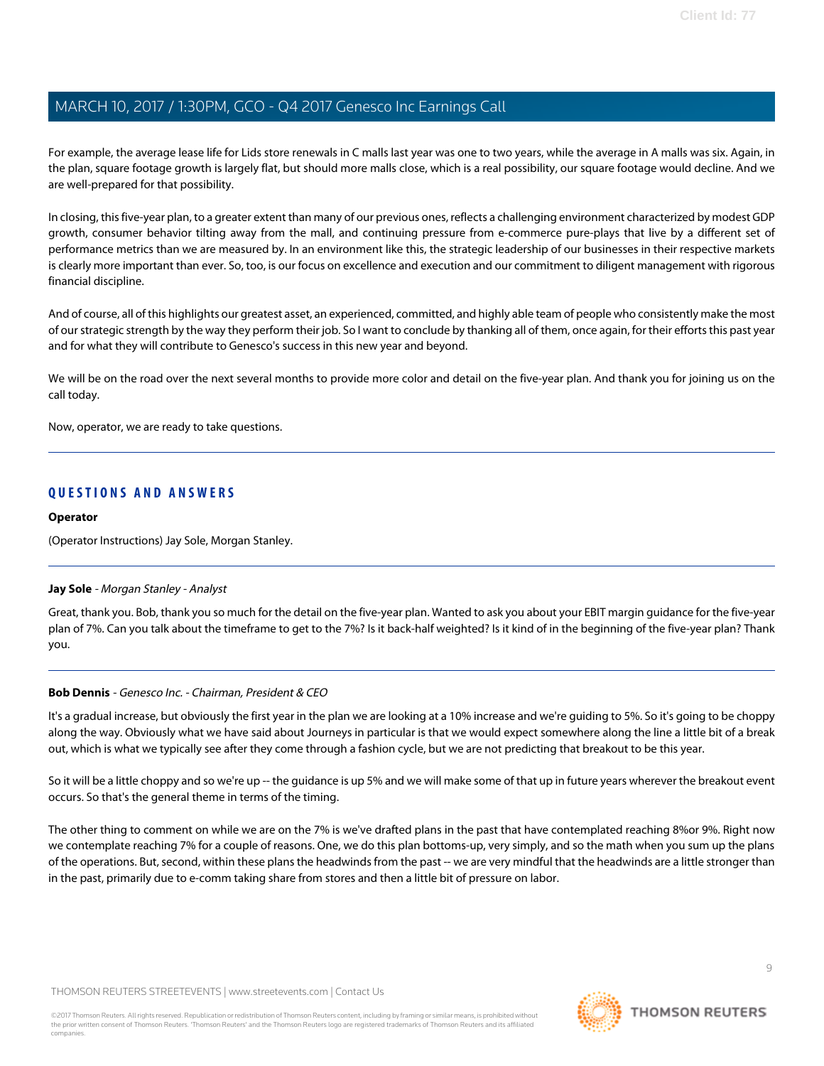For example, the average lease life for Lids store renewals in C malls last year was one to two years, while the average in A malls was six. Again, in the plan, square footage growth is largely flat, but should more malls close, which is a real possibility, our square footage would decline. And we are well-prepared for that possibility.

In closing, this five-year plan, to a greater extent than many of our previous ones, reflects a challenging environment characterized by modest GDP growth, consumer behavior tilting away from the mall, and continuing pressure from e-commerce pure-plays that live by a different set of performance metrics than we are measured by. In an environment like this, the strategic leadership of our businesses in their respective markets is clearly more important than ever. So, too, is our focus on excellence and execution and our commitment to diligent management with rigorous financial discipline.

And of course, all of this highlights our greatest asset, an experienced, committed, and highly able team of people who consistently make the most of our strategic strength by the way they perform their job. So I want to conclude by thanking all of them, once again, for their efforts this past year and for what they will contribute to Genesco's success in this new year and beyond.

We will be on the road over the next several months to provide more color and detail on the five-year plan. And thank you for joining us on the call today.

Now, operator, we are ready to take questions.

## QUESTIONS AND ANSWERS

**Operator**

(Operator Instructions) Jay Sole, Morgan Stanley.

**Jay Sole** - *Morgan Stanley - Analyst*

Great, thank you. Bob, thank you so much for the detail on the five-year plan. Wanted to ask you about your EBIT margin guidance for the five-year plan of 7%. Can you talk about the timeframe to get to the 7%? Is it back-half weighted? Is it kind of in the beginning of the five-year plan? Thank you.

**Bob Dennis** - *Genesco Inc. - Chairman, President & CEO*

It's a gradual increase, but obviously the first year in the plan we are looking at a 10% increase and we're guiding to 5%. So it's going to be choppy along the way. Obviously what we have said about Journeys in particular is that we would expect somewhere along the line a little bit of a break out, which is what we typically see after they come through a fashion cycle, but we are not predicting that breakout to be this year.

So it will be a little choppy and so we're up -- the guidance is up 5% and we will make some of that up in future years wherever the breakout event occurs. So that's the general theme in terms of the timing.

The other thing to comment on while we are on the 7% is we've drafted plans in the past that have contemplated reaching 8%or 9%. Right now we contemplate reaching 7% for a couple of reasons. One, we do this plan bottoms-up, very simply, and so the math when you sum up the plans of the operations. But, second, within these plans the headwinds from the past -- we are very mindful that the headwinds are a little stronger than in the past, primarily due to e-comm taking share from stores and then a little bit of pressure on labor.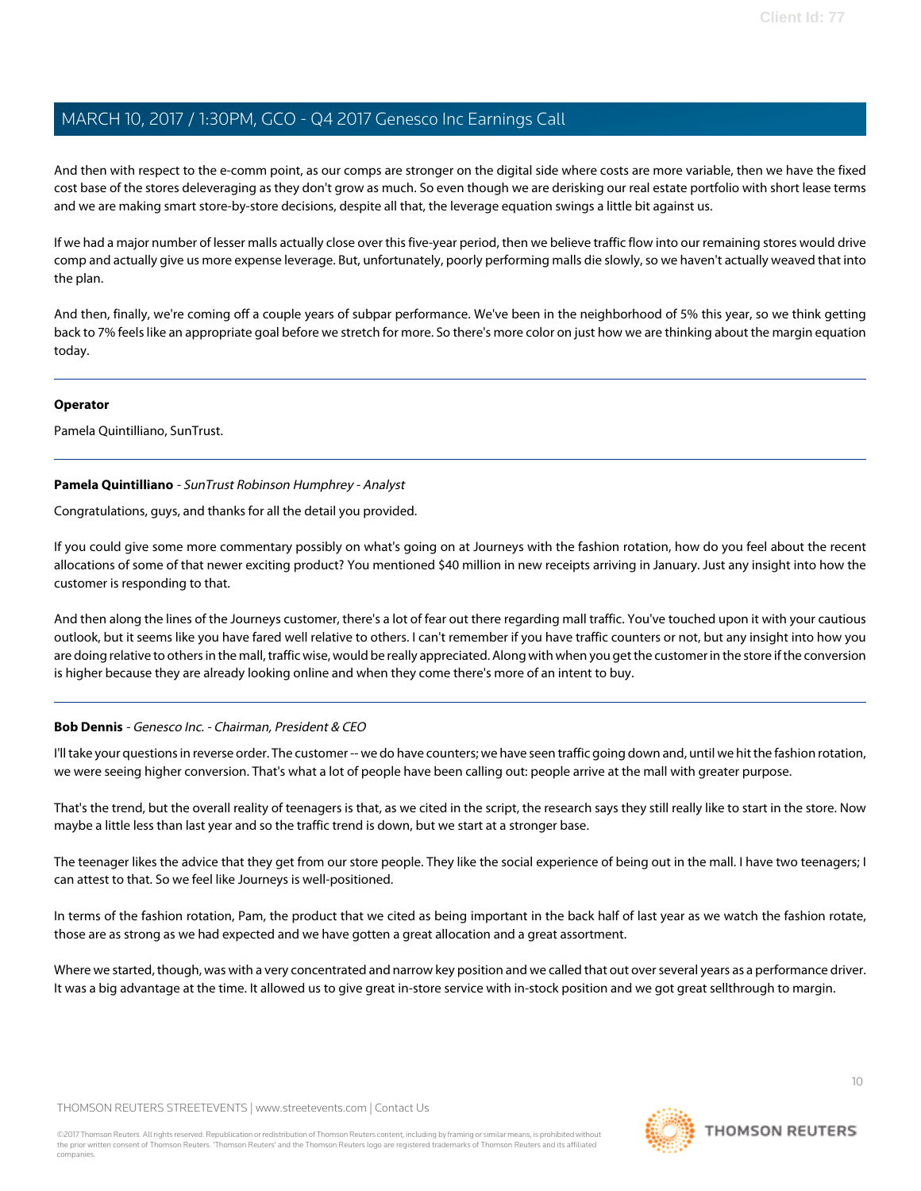And then with respect to the e-comm point, as our comps are stronger on the digital side where costs are more variable, then we have the fixed cost base of the stores deleveraging as they don't grow as much. So even though we are derisking our real estate portfolio with short lease terms and we are making smart store-by-store decisions, despite all that, the leverage equation swings a little bit against us.

If we had a major number of lesser malls actually close over this five-year period, then we believe traffic flow into our remaining stores would drive comp and actually give us more expense leverage. But, unfortunately, poorly performing malls die slowly, so we haven't actually weaved that into the plan.

And then, finally, we're coming off a couple years of subpar performance. We've been in the neighborhood of 5% this year, so we think getting back to 7% feels like an appropriate goal before we stretch for more. So there's more color on just how we are thinking about the margin equation today.

---

**Operator**

Pamela Quintilliano, SunTrust.

---

**Pamela Quintilliano** - *SunTrust Robinson Humphrey - Analyst*

Congratulations, guys, and thanks for all the detail you provided.

If you could give some more commentary possibly on what's going on at Journeys with the fashion rotation, how do you feel about the recent allocations of some of that newer exciting product? You mentioned $40 million in new receipts arriving in January. Just any insight into how the customer is responding to that.

And then along the lines of the Journeys customer, there's a lot of fear out there regarding mall traffic. You've touched upon it with your cautious outlook, but it seems like you have fared well relative to others. I can't remember if you have traffic counters or not, but any insight into how you are doing relative to others in the mall, traffic wise, would be really appreciated. Along with when you get the customer in the store if the conversion is higher because they are already looking online and when they come there's more of an intent to buy.

---

**Bob Dennis** - *Genesco Inc. - Chairman, President & CEO*

I'll take your questions in reverse order. The customer -- we do have counters; we have seen traffic going down and, until we hit the fashion rotation, we were seeing higher conversion. That's what a lot of people have been calling out: people arrive at the mall with greater purpose.

That's the trend, but the overall reality of teenagers is that, as we cited in the script, the research says they still really like to start in the store. Now maybe a little less than last year and so the traffic trend is down, but we start at a stronger base.

The teenager likes the advice that they get from our store people. They like the social experience of being out in the mall. I have two teenagers; I can attest to that. So we feel like Journeys is well-positioned.

In terms of the fashion rotation, Pam, the product that we cited as being important in the back half of last year as we watch the fashion rotate, those are as strong as we had expected and we have gotten a great allocation and a great assortment.

Where we started, though, was with a very concentrated and narrow key position and we called that out over several years as a performance driver. It was a big advantage at the time. It allowed us to give great in-store service with in-stock position and we got great sellthrough to margin.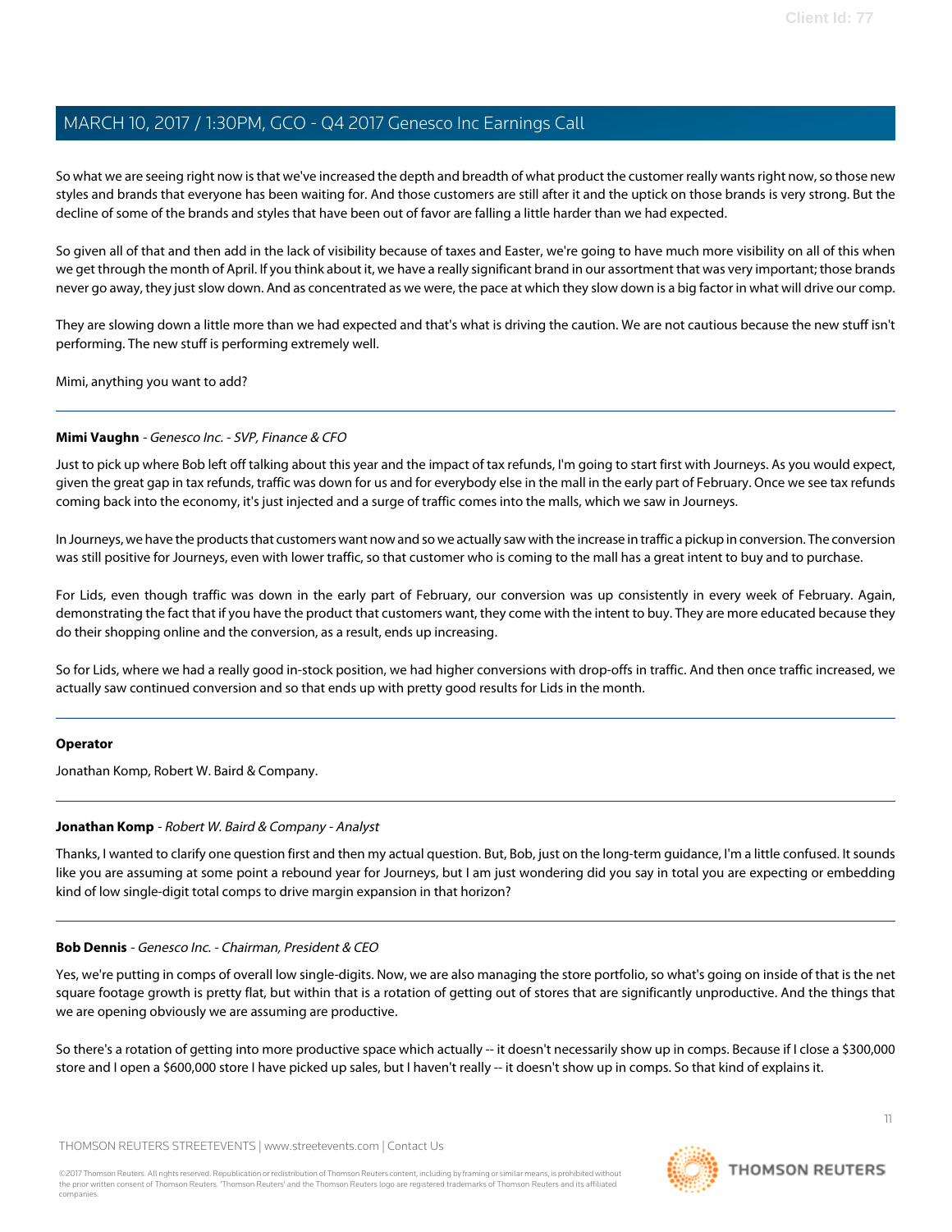So what we are seeing right now is that we've increased the depth and breadth of what product the customer really wants right now, so those new styles and brands that everyone has been waiting for. And those customers are still after it and the uptick on those brands is very strong. But the decline of some of the brands and styles that have been out of favor are falling a little harder than we had expected.

So given all of that and then add in the lack of visibility because of taxes and Easter, we're going to have much more visibility on all of this when we get through the month of April. If you think about it, we have a really significant brand in our assortment that was very important; those brands never go away, they just slow down. And as concentrated as we were, the pace at which they slow down is a big factor in what will drive our comp.

They are slowing down a little more than we had expected and that's what is driving the caution. We are not cautious because the new stuff isn't performing. The new stuff is performing extremely well.

Mimi, anything you want to add?

---

**Mimi Vaughn** - *Genesco Inc. - SVP, Finance & CFO*

Just to pick up where Bob left off talking about this year and the impact of tax refunds, I'm going to start first with Journeys. As you would expect, given the great gap in tax refunds, traffic was down for us and for everybody else in the mall in the early part of February. Once we see tax refunds coming back into the economy, it's just injected and a surge of traffic comes into the malls, which we saw in Journeys.

In Journeys, we have the products that customers want now and so we actually saw with the increase in traffic a pickup in conversion. The conversion was still positive for Journeys, even with lower traffic, so that customer who is coming to the mall has a great intent to buy and to purchase.

For Lids, even though traffic was down in the early part of February, our conversion was up consistently in every week of February. Again, demonstrating the fact that if you have the product that customers want, they come with the intent to buy. They are more educated because they do their shopping online and the conversion, as a result, ends up increasing.

So for Lids, where we had a really good in-stock position, we had higher conversions with drop-offs in traffic. And then once traffic increased, we actually saw continued conversion and so that ends up with pretty good results for Lids in the month.

---

**Operator**

Jonathan Komp, Robert W. Baird & Company.

---

**Jonathan Komp** - *Robert W. Baird & Company - Analyst*

Thanks, I wanted to clarify one question first and then my actual question. But, Bob, just on the long-term guidance, I'm a little confused. It sounds like you are assuming at some point a rebound year for Journeys, but I am just wondering did you say in total you are expecting or embedding kind of low single-digit total comps to drive margin expansion in that horizon?

---

**Bob Dennis** - *Genesco Inc. - Chairman, President & CEO*

Yes, we're putting in comps of overall low single-digits. Now, we are also managing the store portfolio, so what's going on inside of that is the net square footage growth is pretty flat, but within that is a rotation of getting out of stores that are significantly unproductive. And the things that we are opening obviously we are assuming are productive.

So there's a rotation of getting into more productive space which actually -- it doesn't necessarily show up in comps. Because if I close a $300,000 store and I open a $600,000 store I have picked up sales, but I haven't really -- it doesn't show up in comps. So that kind of explains it.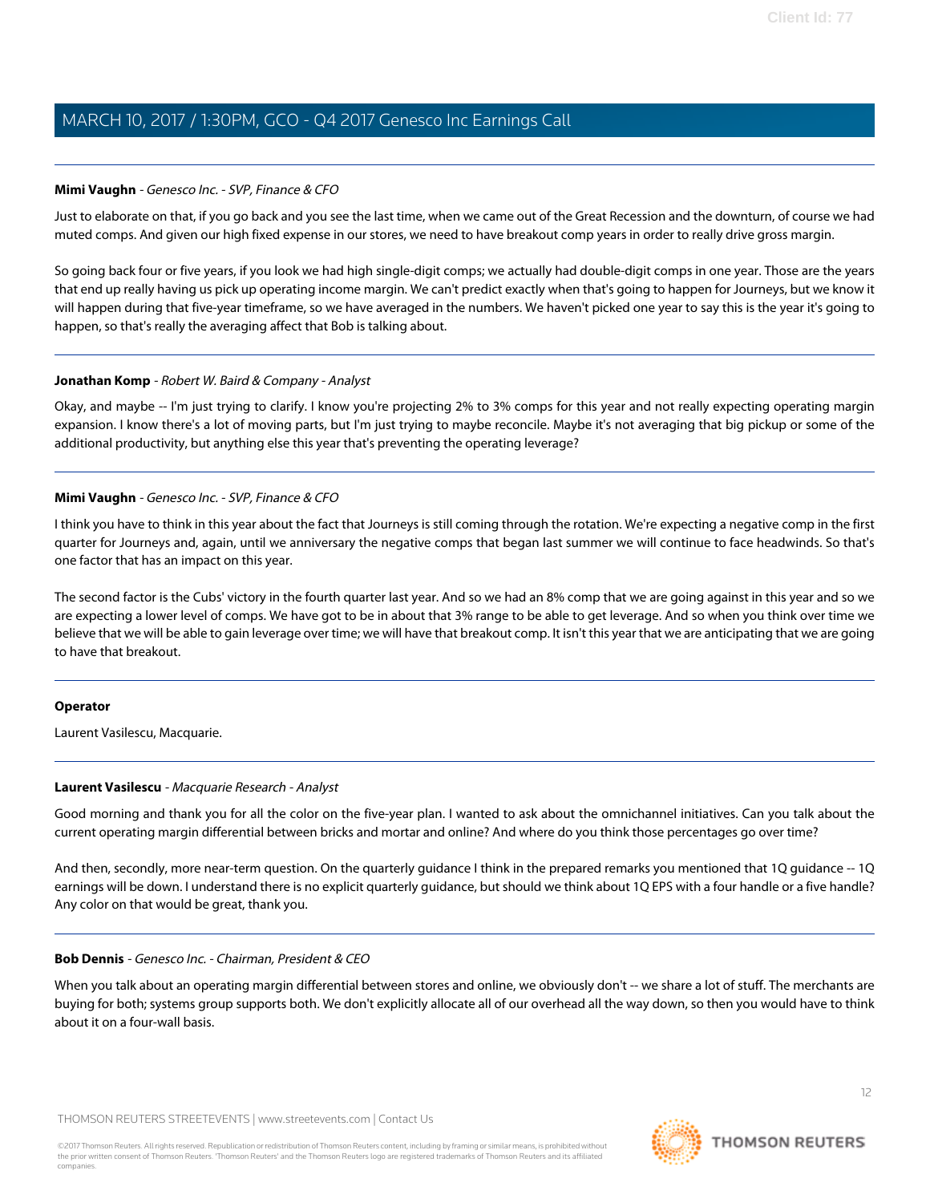**Mimi Vaughn** - *Genesco Inc. - SVP, Finance & CFO*

Just to elaborate on that, if you go back and you see the last time, when we came out of the Great Recession and the downturn, of course we had muted comps. And given our high fixed expense in our stores, we need to have breakout comp years in order to really drive gross margin.

So going back four or five years, if you look we had high single-digit comps; we actually had double-digit comps in one year. Those are the years that end up really having us pick up operating income margin. We can't predict exactly when that's going to happen for Journeys, but we know it will happen during that five-year timeframe, so we have averaged in the numbers. We haven't picked one year to say this is the year it's going to happen, so that's really the averaging affect that Bob is talking about.

---

**Jonathan Komp** - *Robert W. Baird & Company - Analyst*

Okay, and maybe -- I'm just trying to clarify. I know you're projecting 2% to 3% comps for this year and not really expecting operating margin expansion. I know there's a lot of moving parts, but I'm just trying to maybe reconcile. Maybe it's not averaging that big pickup or some of the additional productivity, but anything else this year that's preventing the operating leverage?

---

**Mimi Vaughn** - *Genesco Inc. - SVP, Finance & CFO*

I think you have to think in this year about the fact that Journeys is still coming through the rotation. We're expecting a negative comp in the first quarter for Journeys and, again, until we anniversary the negative comps that began last summer we will continue to face headwinds. So that's one factor that has an impact on this year.

The second factor is the Cubs' victory in the fourth quarter last year. And so we had an 8% comp that we are going against in this year and so we are expecting a lower level of comps. We have got to be in about that 3% range to be able to get leverage. And so when you think over time we believe that we will be able to gain leverage over time; we will have that breakout comp. It isn't this year that we are anticipating that we are going to have that breakout.

---

**Operator**

Laurent Vasilescu, Macquarie.

---

**Laurent Vasilescu** - *Macquarie Research - Analyst*

Good morning and thank you for all the color on the five-year plan. I wanted to ask about the omnichannel initiatives. Can you talk about the current operating margin differential between bricks and mortar and online? And where do you think those percentages go over time?

And then, secondly, more near-term question. On the quarterly guidance I think in the prepared remarks you mentioned that 1Q guidance -- 1Q earnings will be down. I understand there is no explicit quarterly guidance, but should we think about 1Q EPS with a four handle or a five handle? Any color on that would be great, thank you.

---

**Bob Dennis** - *Genesco Inc. - Chairman, President & CEO*

When you talk about an operating margin differential between stores and online, we obviously don't -- we share a lot of stuff. The merchants are buying for both; systems group supports both. We don't explicitly allocate all of our overhead all the way down, so then you would have to think about it on a four-wall basis.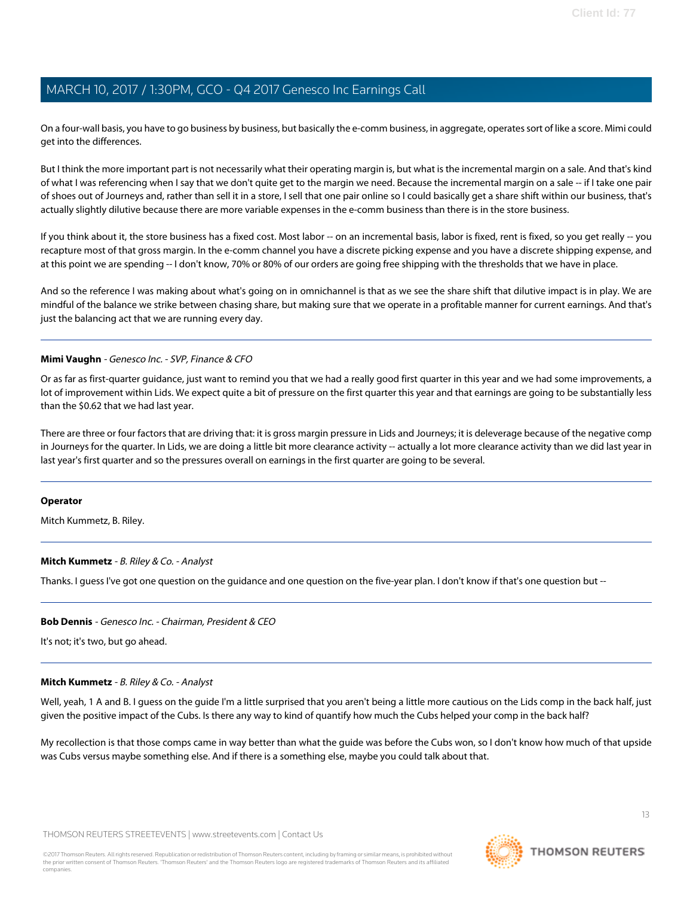On a four-wall basis, you have to go business by business, but basically the e-comm business, in aggregate, operates sort of like a score. Mimi could get into the differences.

But I think the more important part is not necessarily what their operating margin is, but what is the incremental margin on a sale. And that's kind of what I was referencing when I say that we don't quite get to the margin we need. Because the incremental margin on a sale -- if I take one pair of shoes out of Journeys and, rather than sell it in a store, I sell that one pair online so I could basically get a share shift within our business, that's actually slightly dilutive because there are more variable expenses in the e-comm business than there is in the store business.

If you think about it, the store business has a fixed cost. Most labor -- on an incremental basis, labor is fixed, rent is fixed, so you get really -- you recapture most of that gross margin. In the e-comm channel you have a discrete picking expense and you have a discrete shipping expense, and at this point we are spending -- I don't know, 70% or 80% of our orders are going free shipping with the thresholds that we have in place.

And so the reference I was making about what's going on in omnichannel is that as we see the share shift that dilutive impact is in play. We are mindful of the balance we strike between chasing share, but making sure that we operate in a profitable manner for current earnings. And that's just the balancing act that we are running every day.

---

**Mimi Vaughn** - *Genesco Inc. - SVP, Finance & CFO*

Or as far as first-quarter guidance, just want to remind you that we had a really good first quarter in this year and we had some improvements, a lot of improvement within Lids. We expect quite a bit of pressure on the first quarter this year and that earnings are going to be substantially less than the $0.62 that we had last year.

There are three or four factors that are driving that: it is gross margin pressure in Lids and Journeys; it is deleverage because of the negative comp in Journeys for the quarter. In Lids, we are doing a little bit more clearance activity -- actually a lot more clearance activity than we did last year in last year's first quarter and so the pressures overall on earnings in the first quarter are going to be several.

---

**Operator**

Mitch Kummetz, B. Riley.

---

**Mitch Kummetz** - *B. Riley & Co. - Analyst*

Thanks. I guess I've got one question on the guidance and one question on the five-year plan. I don't know if that's one question but --

---

**Bob Dennis** - *Genesco Inc. - Chairman, President & CEO*

It's not; it's two, but go ahead.

---

**Mitch Kummetz** - *B. Riley & Co. - Analyst*

Well, yeah, 1 A and B. I guess on the guide I'm a little surprised that you aren't being a little more cautious on the Lids comp in the back half, just given the positive impact of the Cubs. Is there any way to kind of quantify how much the Cubs helped your comp in the back half?

My recollection is that those comps came in way better than what the guide was before the Cubs won, so I don't know how much of that upside was Cubs versus maybe something else. And if there is a something else, maybe you could talk about that.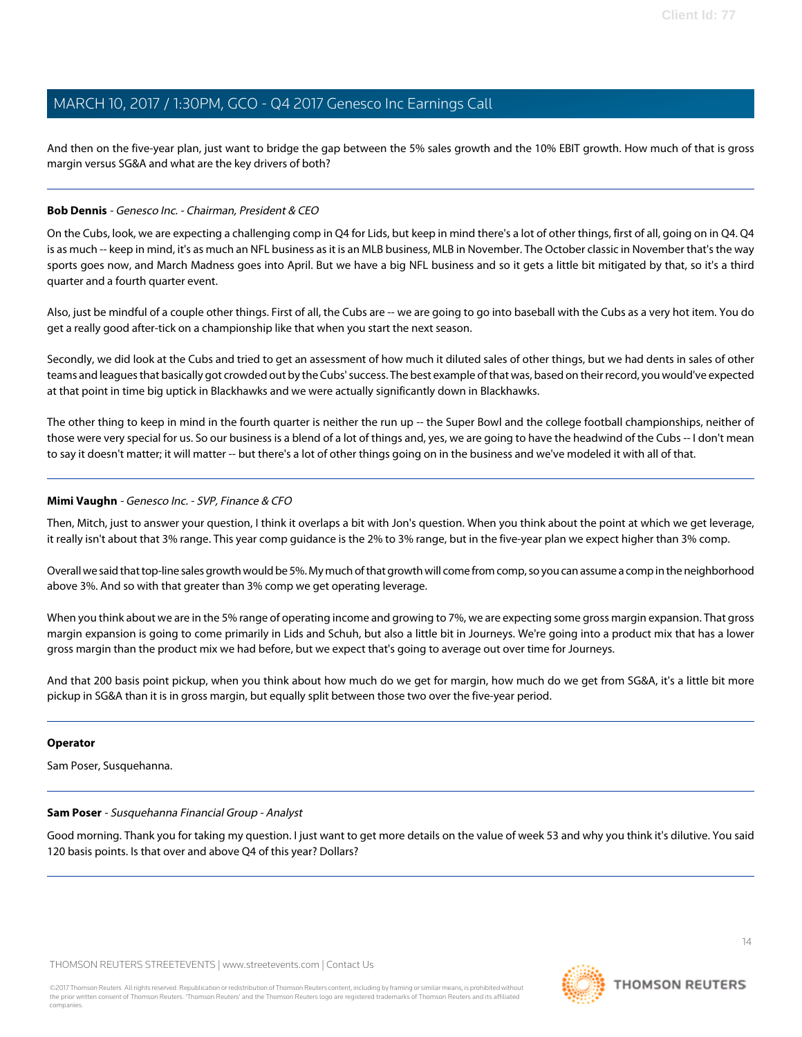And then on the five-year plan, just want to bridge the gap between the 5% sales growth and the 10% EBIT growth. How much of that is gross margin versus SG&A and what are the key drivers of both?

---

**Bob Dennis** - *Genesco Inc. - Chairman, President & CEO*

On the Cubs, look, we are expecting a challenging comp in Q4 for Lids, but keep in mind there's a lot of other things, first of all, going on in Q4. Q4 is as much -- keep in mind, it's as much an NFL business as it is an MLB business, MLB in November. The October classic in November that's the way sports goes now, and March Madness goes into April. But we have a big NFL business and so it gets a little bit mitigated by that, so it's a third quarter and a fourth quarter event.

Also, just be mindful of a couple other things. First of all, the Cubs are -- we are going to go into baseball with the Cubs as a very hot item. You do get a really good after-tick on a championship like that when you start the next season.

Secondly, we did look at the Cubs and tried to get an assessment of how much it diluted sales of other things, but we had dents in sales of other teams and leagues that basically got crowded out by the Cubs' success. The best example of that was, based on their record, you would've expected at that point in time big uptick in Blackhawks and we were actually significantly down in Blackhawks.

The other thing to keep in mind in the fourth quarter is neither the run up -- the Super Bowl and the college football championships, neither of those were very special for us. So our business is a blend of a lot of things and, yes, we are going to have the headwind of the Cubs -- I don't mean to say it doesn't matter; it will matter -- but there's a lot of other things going on in the business and we've modeled it with all of that.

---

**Mimi Vaughn** - *Genesco Inc. - SVP, Finance & CFO*

Then, Mitch, just to answer your question, I think it overlaps a bit with Jon's question. When you think about the point at which we get leverage, it really isn't about that 3% range. This year comp guidance is the 2% to 3% range, but in the five-year plan we expect higher than 3% comp.

Overall we said that top-line sales growth would be 5%. My much of that growth will come from comp, so you can assume a comp in the neighborhood above 3%. And so with that greater than 3% comp we get operating leverage.

When you think about we are in the 5% range of operating income and growing to 7%, we are expecting some gross margin expansion. That gross margin expansion is going to come primarily in Lids and Schuh, but also a little bit in Journeys. We're going into a product mix that has a lower gross margin than the product mix we had before, but we expect that's going to average out over time for Journeys.

And that 200 basis point pickup, when you think about how much do we get for margin, how much do we get from SG&A, it's a little bit more pickup in SG&A than it is in gross margin, but equally split between those two over the five-year period.

---

**Operator**

Sam Poser, Susquehanna.

---

**Sam Poser** - *Susquehanna Financial Group - Analyst*

Good morning. Thank you for taking my question. I just want to get more details on the value of week 53 and why you think it's dilutive. You said 120 basis points. Is that over and above Q4 of this year? Dollars?

---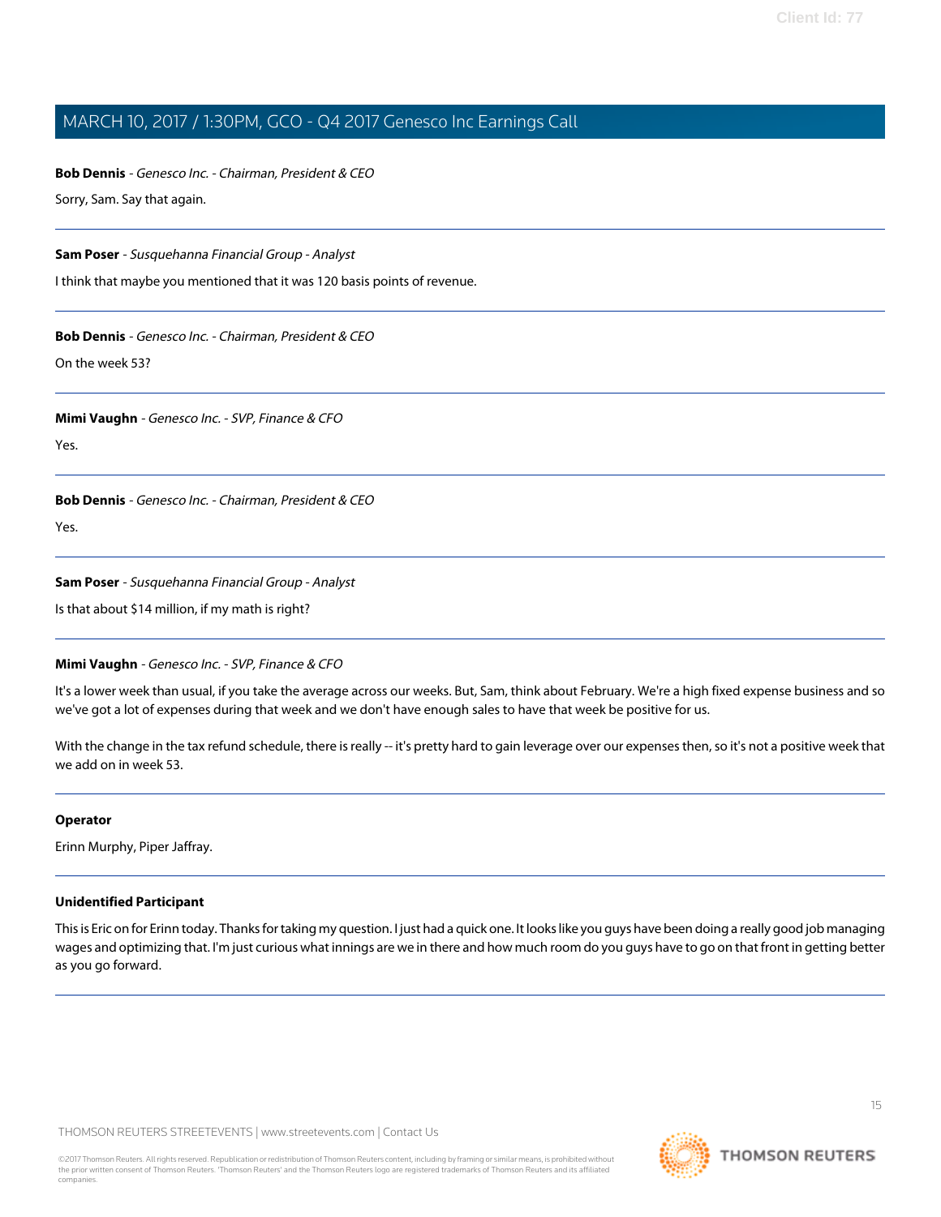**Bob Dennis** - *Genesco Inc. - Chairman, President & CEO*

Sorry, Sam. Say that again.

---

**Sam Poser** - *Susquehanna Financial Group - Analyst*

I think that maybe you mentioned that it was 120 basis points of revenue.

---

**Bob Dennis** - *Genesco Inc. - Chairman, President & CEO*

On the week 53?

---

**Mimi Vaughn** - *Genesco Inc. - SVP, Finance & CFO*

Yes.

---

**Bob Dennis** - *Genesco Inc. - Chairman, President & CEO*

Yes.

---

**Sam Poser** - *Susquehanna Financial Group - Analyst*

Is that about $14 million, if my math is right?

---

**Mimi Vaughn** - *Genesco Inc. - SVP, Finance & CFO*

It's a lower week than usual, if you take the average across our weeks. But, Sam, think about February. We're a high fixed expense business and so we've got a lot of expenses during that week and we don't have enough sales to have that week be positive for us.

With the change in the tax refund schedule, there is really -- it's pretty hard to gain leverage over our expenses then, so it's not a positive week that we add on in week 53.

---

**Operator**

Erinn Murphy, Piper Jaffray.

---

**Unidentified Participant**

This is Eric on for Erinn today. Thanks for taking my question. I just had a quick one. It looks like you guys have been doing a really good job managing wages and optimizing that. I'm just curious what innings are we in there and how much room do you guys have to go on that front in getting better as you go forward.

---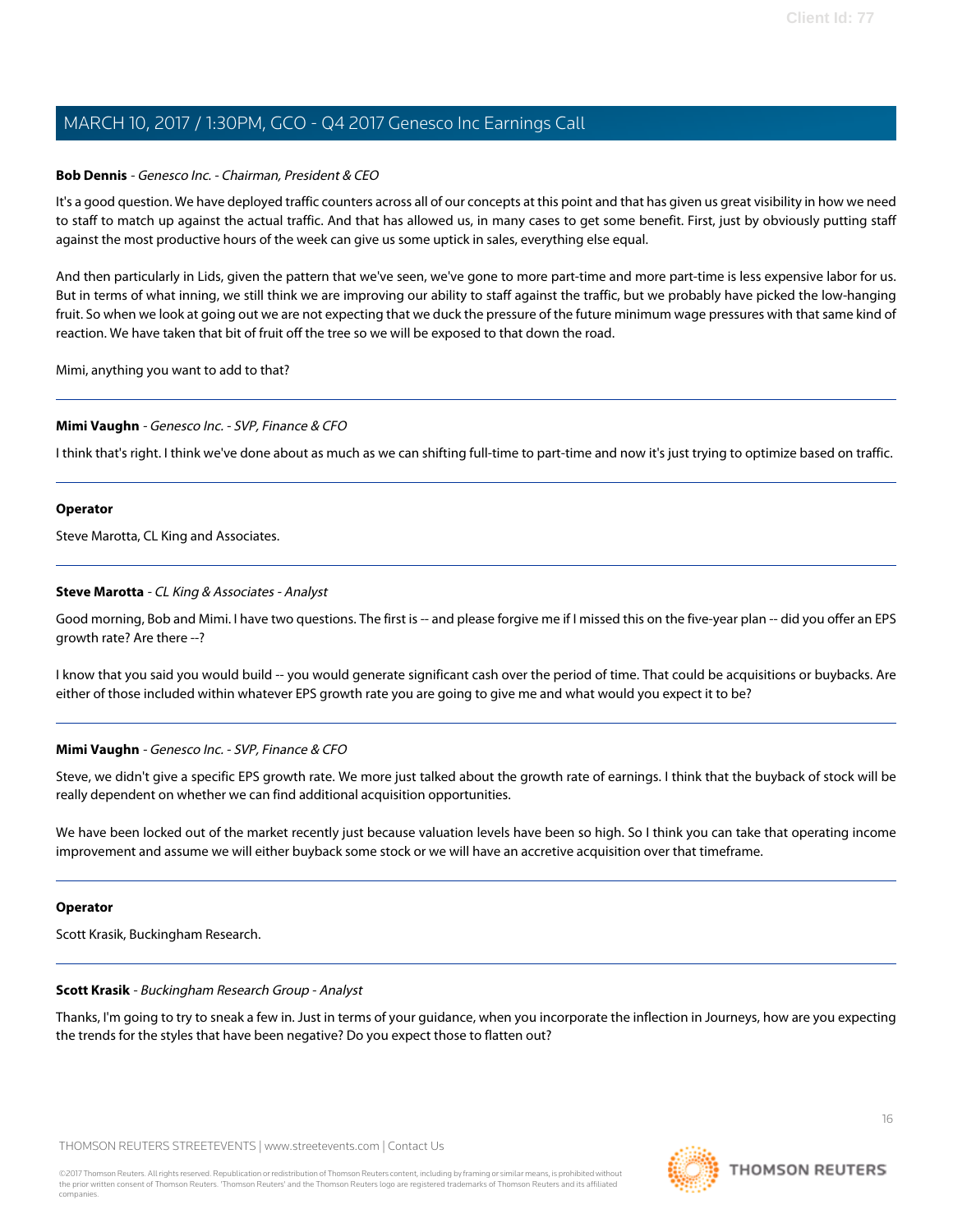**Bob Dennis** - *Genesco Inc. - Chairman, President & CEO*

It's a good question. We have deployed traffic counters across all of our concepts at this point and that has given us great visibility in how we need to staff to match up against the actual traffic. And that has allowed us, in many cases to get some benefit. First, just by obviously putting staff against the most productive hours of the week can give us some uptick in sales, everything else equal.

And then particularly in Lids, given the pattern that we've seen, we've gone to more part-time and more part-time is less expensive labor for us. But in terms of what inning, we still think we are improving our ability to staff against the traffic, but we probably have picked the low-hanging fruit. So when we look at going out we are not expecting that we duck the pressure of the future minimum wage pressures with that same kind of reaction. We have taken that bit of fruit off the tree so we will be exposed to that down the road.

Mimi, anything you want to add to that?

---

**Mimi Vaughn** - *Genesco Inc. - SVP, Finance & CFO*

I think that's right. I think we've done about as much as we can shifting full-time to part-time and now it's just trying to optimize based on traffic.

---

**Operator**

Steve Marotta, CL King and Associates.

---

**Steve Marotta** - *CL King & Associates - Analyst*

Good morning, Bob and Mimi. I have two questions. The first is -- and please forgive me if I missed this on the five-year plan -- did you offer an EPS growth rate? Are there --?

I know that you said you would build -- you would generate significant cash over the period of time. That could be acquisitions or buybacks. Are either of those included within whatever EPS growth rate you are going to give me and what would you expect it to be?

---

**Mimi Vaughn** - *Genesco Inc. - SVP, Finance & CFO*

Steve, we didn't give a specific EPS growth rate. We more just talked about the growth rate of earnings. I think that the buyback of stock will be really dependent on whether we can find additional acquisition opportunities.

We have been locked out of the market recently just because valuation levels have been so high. So I think you can take that operating income improvement and assume we will either buyback some stock or we will have an accretive acquisition over that timeframe.

---

**Operator**

Scott Krasik, Buckingham Research.

---

**Scott Krasik** - *Buckingham Research Group - Analyst*

Thanks, I'm going to try to sneak a few in. Just in terms of your guidance, when you incorporate the inflection in Journeys, how are you expecting the trends for the styles that have been negative? Do you expect those to flatten out?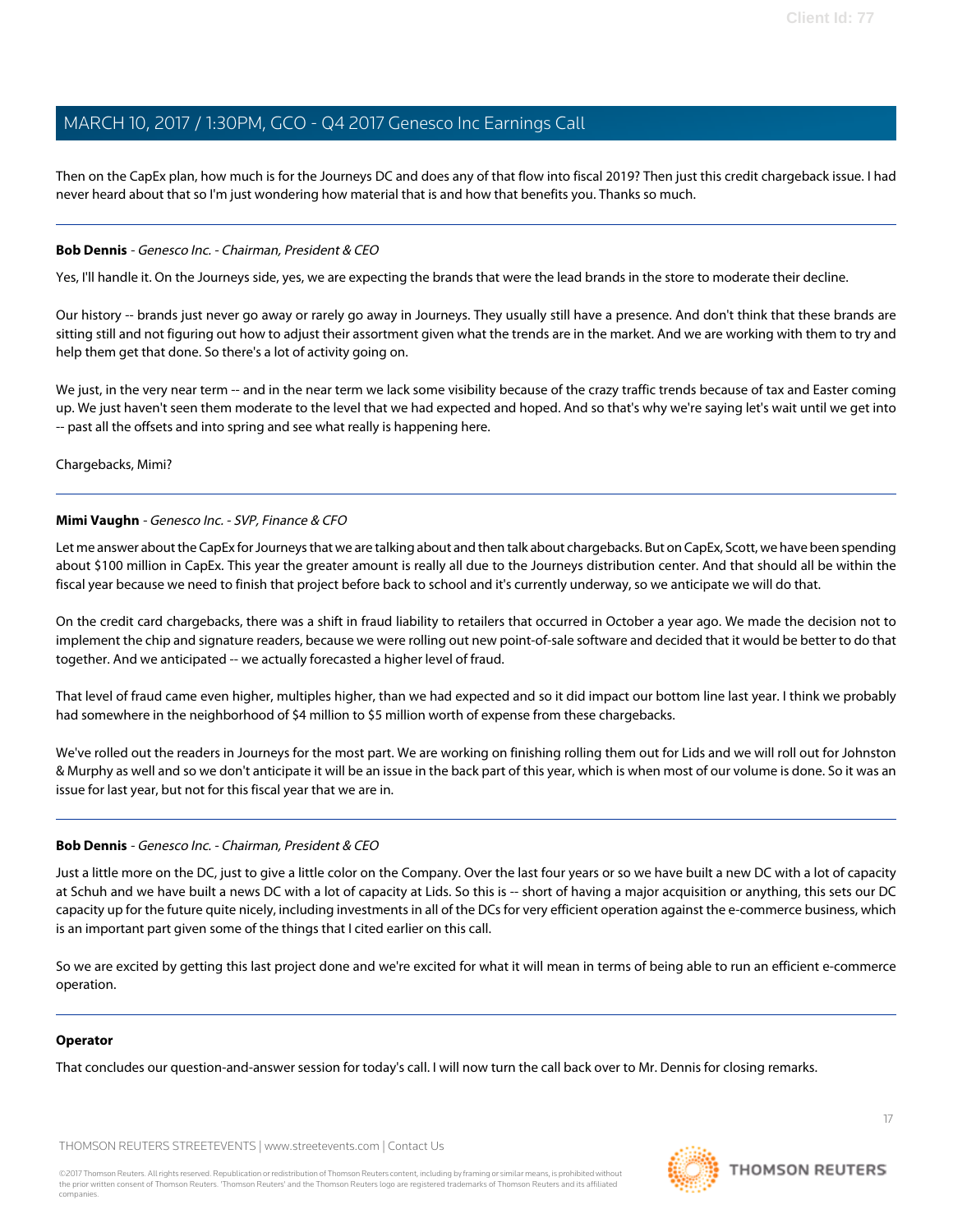Then on the CapEx plan, how much is for the Journeys DC and does any of that flow into fiscal 2019? Then just this credit chargeback issue. I had never heard about that so I'm just wondering how material that is and how that benefits you. Thanks so much.

---

**Bob Dennis** - *Genesco Inc. - Chairman, President & CEO*

Yes, I'll handle it. On the Journeys side, yes, we are expecting the brands that were the lead brands in the store to moderate their decline.

Our history -- brands just never go away or rarely go away in Journeys. They usually still have a presence. And don't think that these brands are sitting still and not figuring out how to adjust their assortment given what the trends are in the market. And we are working with them to try and help them get that done. So there's a lot of activity going on.

We just, in the very near term -- and in the near term we lack some visibility because of the crazy traffic trends because of tax and Easter coming up. We just haven't seen them moderate to the level that we had expected and hoped. And so that's why we're saying let's wait until we get into -- past all the offsets and into spring and see what really is happening here.

Chargebacks, Mimi?

---

**Mimi Vaughn** - *Genesco Inc. - SVP, Finance & CFO*

Let me answer about the CapEx for Journeys that we are talking about and then talk about chargebacks. But on CapEx, Scott, we have been spending about $100 million in CapEx. This year the greater amount is really all due to the Journeys distribution center. And that should all be within the fiscal year because we need to finish that project before back to school and it's currently underway, so we anticipate we will do that.

On the credit card chargebacks, there was a shift in fraud liability to retailers that occurred in October a year ago. We made the decision not to implement the chip and signature readers, because we were rolling out new point-of-sale software and decided that it would be better to do that together. And we anticipated -- we actually forecasted a higher level of fraud.

That level of fraud came even higher, multiples higher, than we had expected and so it did impact our bottom line last year. I think we probably had somewhere in the neighborhood of $4 million to $5 million worth of expense from these chargebacks.

We've rolled out the readers in Journeys for the most part. We are working on finishing rolling them out for Lids and we will roll out for Johnston & Murphy as well and so we don't anticipate it will be an issue in the back part of this year, which is when most of our volume is done. So it was an issue for last year, but not for this fiscal year that we are in.

---

**Bob Dennis** - *Genesco Inc. - Chairman, President & CEO*

Just a little more on the DC, just to give a little color on the Company. Over the last four years or so we have built a new DC with a lot of capacity at Schuh and we have built a news DC with a lot of capacity at Lids. So this is -- short of having a major acquisition or anything, this sets our DC capacity up for the future quite nicely, including investments in all of the DCs for very efficient operation against the e-commerce business, which is an important part given some of the things that I cited earlier on this call.

So we are excited by getting this last project done and we're excited for what it will mean in terms of being able to run an efficient e-commerce operation.

---

**Operator**

That concludes our question-and-answer session for today's call. I will now turn the call back over to Mr. Dennis for closing remarks.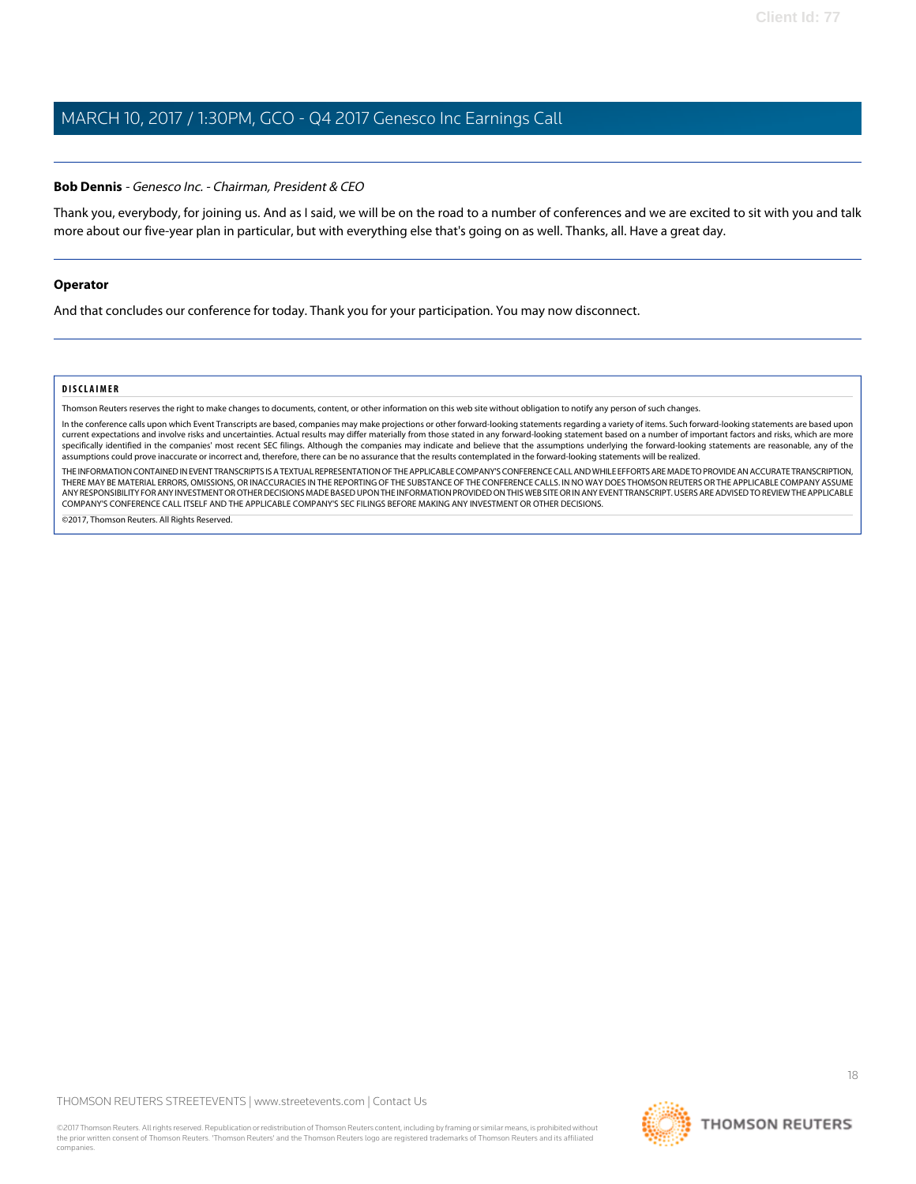**Bob Dennis** - *Genesco Inc. - Chairman, President & CEO*

Thank you, everybody, for joining us. And as I said, we will be on the road to a number of conferences and we are excited to sit with you and talk more about our five-year plan in particular, but with everything else that's going on as well. Thanks, all. Have a great day.

---

**Operator**

And that concludes our conference for today. Thank you for your participation. You may now disconnect.

---

**DISCLAIMER**

Thomson Reuters reserves the right to make changes to documents, content, or other information on this web site without obligation to notify any person of such changes.

In the conference calls upon which Event Transcripts are based, companies may make projections or other forward-looking statements regarding a variety of items. Such forward-looking statements are based upon current expectations and involve risks and uncertainties. Actual results may differ materially from those stated in any forward-looking statement based on a number of important factors and risks, which are more specifically identified in the companies' most recent SEC filings. Although the companies may indicate and believe that the assumptions underlying the forward-looking statements are reasonable, any of the assumptions could prove inaccurate or incorrect and, therefore, there can be no assurance that the results contemplated in the forward-looking statements will be realized.

THE INFORMATION CONTAINED IN EVENT TRANSCRIPTS IS A TEXTUAL REPRESENTATION OF THE APPLICABLE COMPANY'S CONFERENCE CALL AND WHILE EFFORTS ARE MADE TO PROVIDE AN ACCURATE TRANSCRIPTION, THERE MAY BE MATERIAL ERRORS, OMISSIONS, OR INACCURACIES IN THE REPORTING OF THE SUBSTANCE OF THE CONFERENCE CALLS. IN NO WAY DOES THOMSON REUTERS OR THE APPLICABLE COMPANY ASSUME ANY RESPONSIBILITY FOR ANY INVESTMENT OR OTHER DECISIONS MADE BASED UPON THE INFORMATION PROVIDED ON THIS WEB SITE OR IN ANY EVENT TRANSCRIPT. USERS ARE ADVISED TO REVIEW THE APPLICABLE COMPANY'S CONFERENCE CALL ITSELF AND THE APPLICABLE COMPANY'S SEC FILINGS BEFORE MAKING ANY INVESTMENT OR OTHER DECISIONS.

©2017, Thomson Reuters. All Rights Reserved.